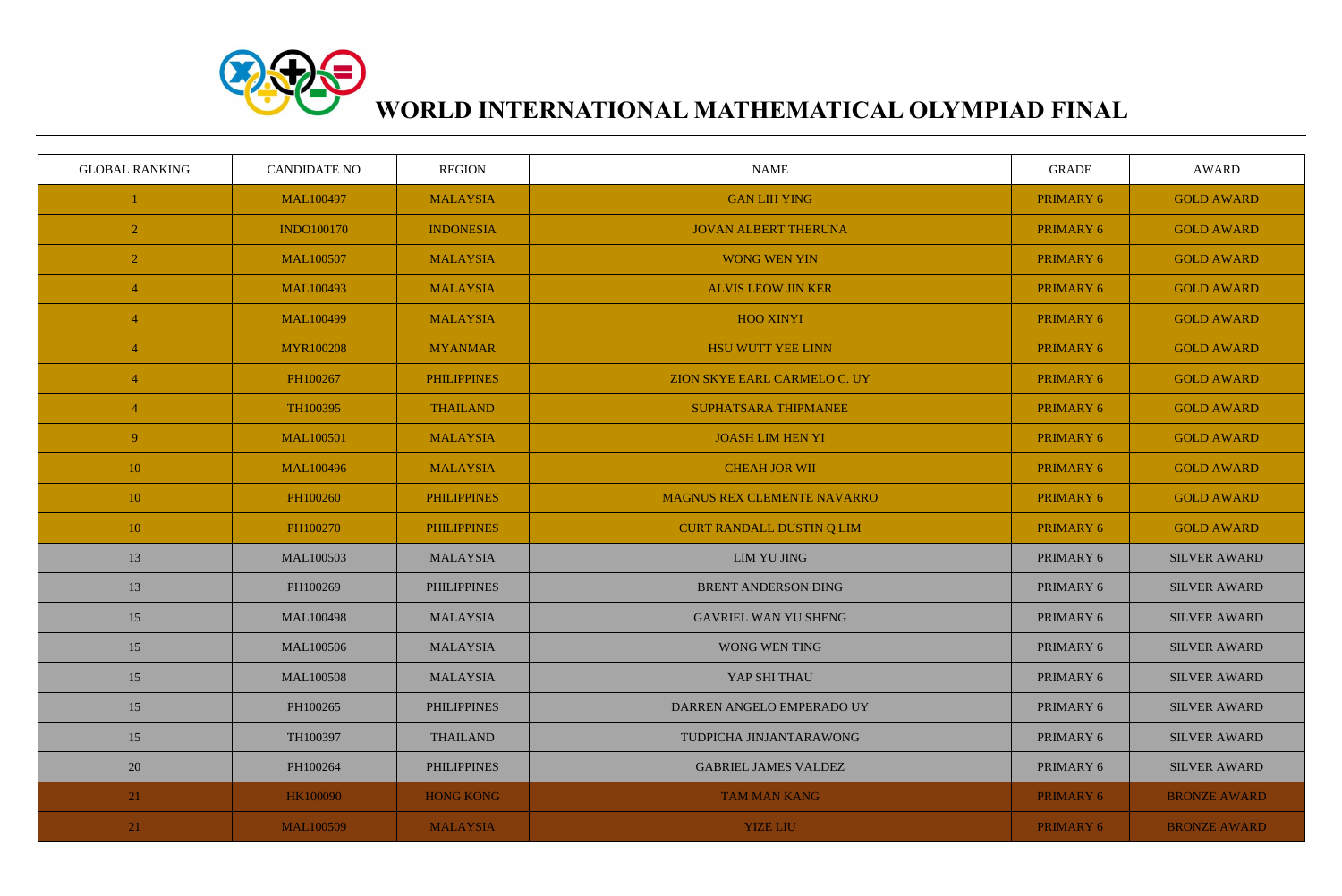# WORLD INTERNATIONAL MATHEMATICAL OLYMPIAD FINAL

| GLOBAL RANKING | CANDIDATE NO | REGION | NAME | GRADE | AWARD |
|---|---|---|---|---|---|
| 1 | MAL100497 | MALAYSIA | GAN LIH YING | PRIMARY 6 | GOLD AWARD |
| 2 | INDO100170 | INDONESIA | JOVAN ALBERT THERUNA | PRIMARY 6 | GOLD AWARD |
| 2 | MAL100507 | MALAYSIA | WONG WEN YIN | PRIMARY 6 | GOLD AWARD |
| 4 | MAL100493 | MALAYSIA | ALVIS LEOW JIN KER | PRIMARY 6 | GOLD AWARD |
| 4 | MAL100499 | MALAYSIA | HOO XINYI | PRIMARY 6 | GOLD AWARD |
| 4 | MYR100208 | MYANMAR | HSU WUTT YEE LINN | PRIMARY 6 | GOLD AWARD |
| 4 | PH100267 | PHILIPPINES | ZION SKYE EARL CARMELO C. UY | PRIMARY 6 | GOLD AWARD |
| 4 | TH100395 | THAILAND | SUPHATSARA THIPMANEE | PRIMARY 6 | GOLD AWARD |
| 9 | MAL100501 | MALAYSIA | JOASH LIM HEN YI | PRIMARY 6 | GOLD AWARD |
| 10 | MAL100496 | MALAYSIA | CHEAH JOR WII | PRIMARY 6 | GOLD AWARD |
| 10 | PH100260 | PHILIPPINES | MAGNUS REX CLEMENTE NAVARRO | PRIMARY 6 | GOLD AWARD |
| 10 | PH100270 | PHILIPPINES | CURT RANDALL DUSTIN Q LIM | PRIMARY 6 | GOLD AWARD |
| 13 | MAL100503 | MALAYSIA | LIM YU JING | PRIMARY 6 | SILVER AWARD |
| 13 | PH100269 | PHILIPPINES | BRENT ANDERSON DING | PRIMARY 6 | SILVER AWARD |
| 15 | MAL100498 | MALAYSIA | GAVRIEL WAN YU SHENG | PRIMARY 6 | SILVER AWARD |
| 15 | MAL100506 | MALAYSIA | WONG WEN TING | PRIMARY 6 | SILVER AWARD |
| 15 | MAL100508 | MALAYSIA | YAP SHI THAU | PRIMARY 6 | SILVER AWARD |
| 15 | PH100265 | PHILIPPINES | DARREN ANGELO EMPERADO UY | PRIMARY 6 | SILVER AWARD |
| 15 | TH100397 | THAILAND | TUDPICHA JINJANTARAWONG | PRIMARY 6 | SILVER AWARD |
| 20 | PH100264 | PHILIPPINES | GABRIEL JAMES VALDEZ | PRIMARY 6 | SILVER AWARD |
| 21 | HK100090 | HONG KONG | TAM MAN KANG | PRIMARY 6 | BRONZE AWARD |
| 21 | MAL100509 | MALAYSIA | YIZE LIU | PRIMARY 6 | BRONZE AWARD |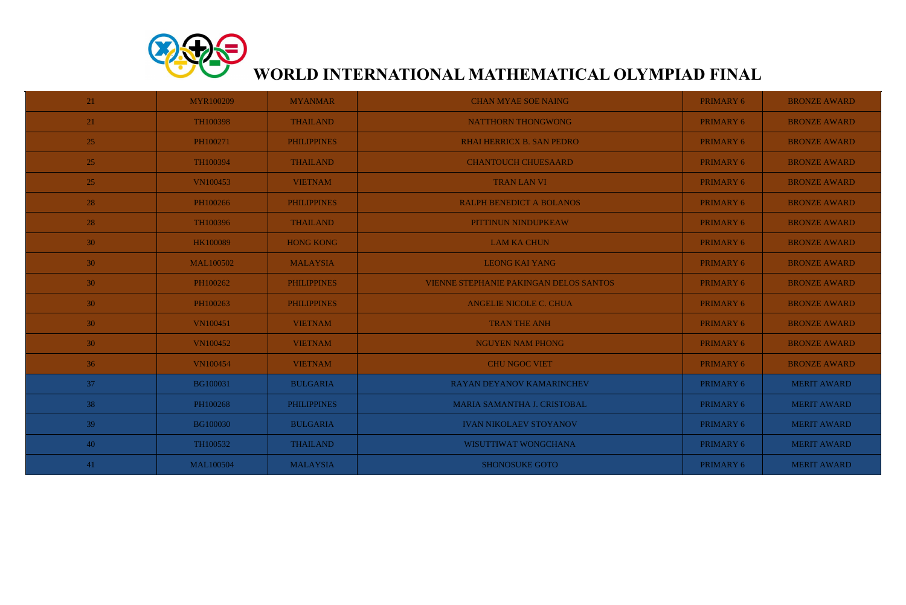# WORLD INTERNATIONAL MATHEMATICAL OLYMPIAD FINAL

| | | | | | |
|---|---|---|---|---|---|
| 21 | MYR100209 | MYANMAR | CHAN MYAE SOE NAING | PRIMARY 6 | BRONZE AWARD |
| 21 | TH100398 | THAILAND | NATTHORN THONGWONG | PRIMARY 6 | BRONZE AWARD |
| 25 | PH100271 | PHILIPPINES | RHAI HERRICX B. SAN PEDRO | PRIMARY 6 | BRONZE AWARD |
| 25 | TH100394 | THAILAND | CHANTOUCH CHUESAARD | PRIMARY 6 | BRONZE AWARD |
| 25 | VN100453 | VIETNAM | TRAN LAN VI | PRIMARY 6 | BRONZE AWARD |
| 28 | PH100266 | PHILIPPINES | RALPH BENEDICT A BOLANOS | PRIMARY 6 | BRONZE AWARD |
| 28 | TH100396 | THAILAND | PITTINUN NINDUPKEAW | PRIMARY 6 | BRONZE AWARD |
| 30 | HK100089 | HONG KONG | LAM KA CHUN | PRIMARY 6 | BRONZE AWARD |
| 30 | MAL100502 | MALAYSIA | LEONG KAI YANG | PRIMARY 6 | BRONZE AWARD |
| 30 | PH100262 | PHILIPPINES | VIENNE STEPHANIE PAKINGAN DELOS SANTOS | PRIMARY 6 | BRONZE AWARD |
| 30 | PH100263 | PHILIPPINES | ANGELIE NICOLE C. CHUA | PRIMARY 6 | BRONZE AWARD |
| 30 | VN100451 | VIETNAM | TRAN THE ANH | PRIMARY 6 | BRONZE AWARD |
| 30 | VN100452 | VIETNAM | NGUYEN NAM PHONG | PRIMARY 6 | BRONZE AWARD |
| 36 | VN100454 | VIETNAM | CHU NGOC VIET | PRIMARY 6 | BRONZE AWARD |
| 37 | BG100031 | BULGARIA | RAYAN DEYANOV KAMARINCHEV | PRIMARY 6 | MERIT AWARD |
| 38 | PH100268 | PHILIPPINES | MARIA SAMANTHA J. CRISTOBAL | PRIMARY 6 | MERIT AWARD |
| 39 | BG100030 | BULGARIA | IVAN NIKOLAEV STOYANOV | PRIMARY 6 | MERIT AWARD |
| 40 | TH100532 | THAILAND | WISUTTIWAT WONGCHANA | PRIMARY 6 | MERIT AWARD |
| 41 | MAL100504 | MALAYSIA | SHONOSUKE GOTO | PRIMARY 6 | MERIT AWARD |